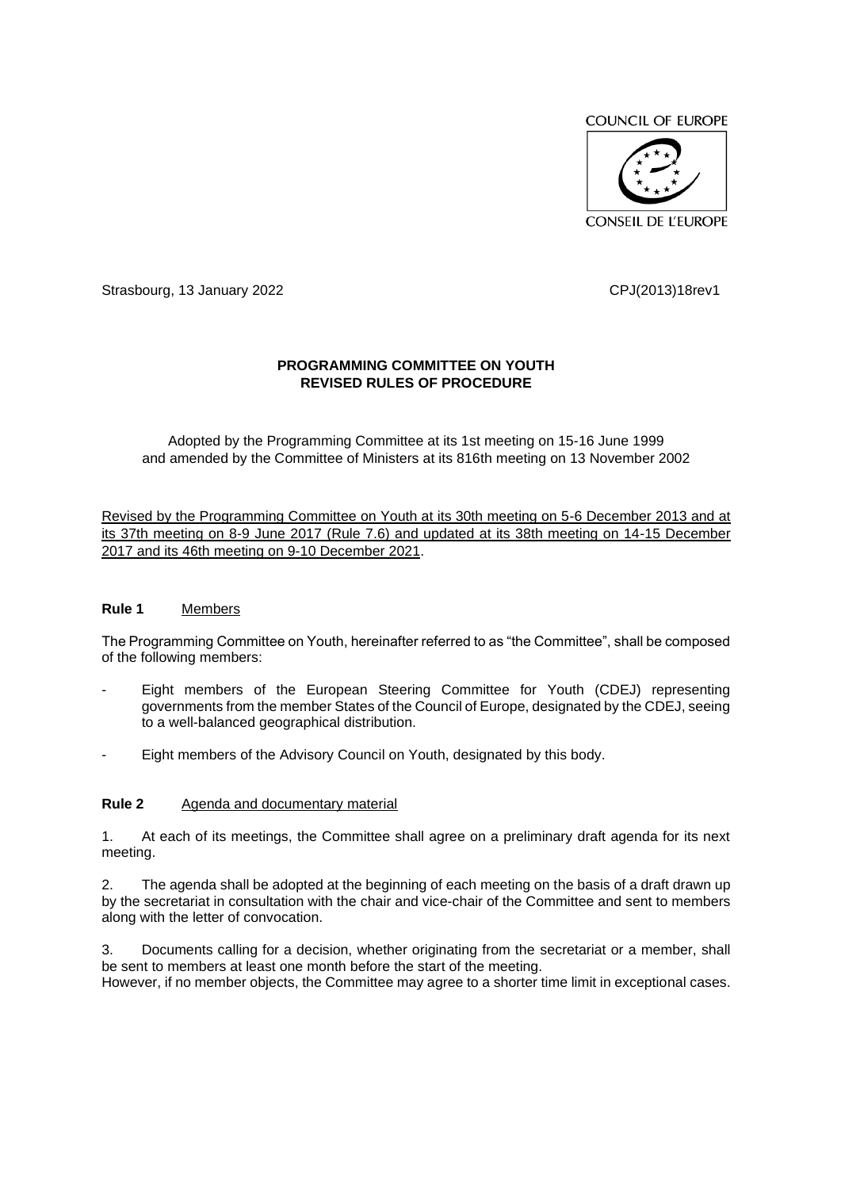COUNCIL OF EUROPE

CONSEIL DE L'EUROPE

Strasbourg, 13 January 2022 CPJ(2013)18rev1

**PROGRAMMING COMMITTEE ON YOUTH**
**REVISED RULES OF PROCEDURE**

Adopted by the Programming Committee at its 1st meeting on 15-16 June 1999 and amended by the Committee of Ministers at its 816th meeting on 13 November 2002

Revised by the Programming Committee on Youth at its 30th meeting on 5-6 December 2013 and at its 37th meeting on 8-9 June 2017 (Rule 7.6) and updated at its 38th meeting on 14-15 December 2017 and its 46th meeting on 9-10 December 2021.

**Rule 1** Members

The Programming Committee on Youth, hereinafter referred to as "the Committee", shall be composed of the following members:

- Eight members of the European Steering Committee for Youth (CDEJ) representing governments from the member States of the Council of Europe, designated by the CDEJ, seeing to a well-balanced geographical distribution.
- Eight members of the Advisory Council on Youth, designated by this body.

**Rule 2** Agenda and documentary material

1. At each of its meetings, the Committee shall agree on a preliminary draft agenda for its next meeting.

2. The agenda shall be adopted at the beginning of each meeting on the basis of a draft drawn up by the secretariat in consultation with the chair and vice-chair of the Committee and sent to members along with the letter of convocation.

3. Documents calling for a decision, whether originating from the secretariat or a member, shall be sent to members at least one month before the start of the meeting.
However, if no member objects, the Committee may agree to a shorter time limit in exceptional cases.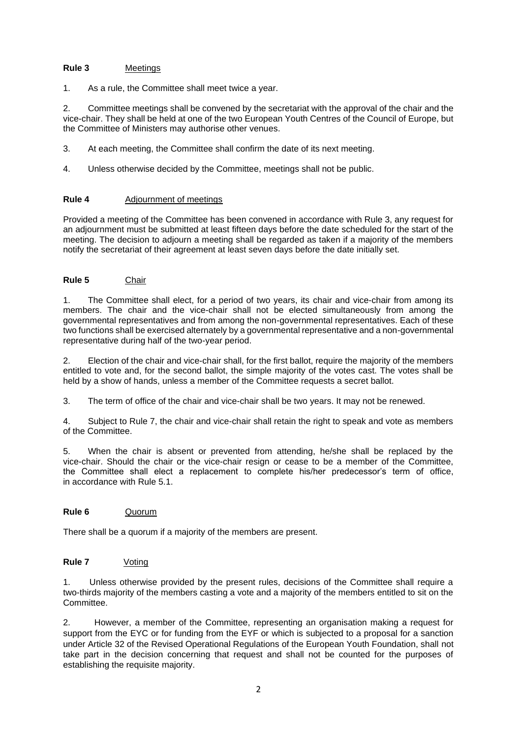**Rule 3** Meetings

1. As a rule, the Committee shall meet twice a year.

2. Committee meetings shall be convened by the secretariat with the approval of the chair and the vice-chair. They shall be held at one of the two European Youth Centres of the Council of Europe, but the Committee of Ministers may authorise other venues.

3. At each meeting, the Committee shall confirm the date of its next meeting.

4. Unless otherwise decided by the Committee, meetings shall not be public.

**Rule 4** Adjournment of meetings

Provided a meeting of the Committee has been convened in accordance with Rule 3, any request for an adjournment must be submitted at least fifteen days before the date scheduled for the start of the meeting. The decision to adjourn a meeting shall be regarded as taken if a majority of the members notify the secretariat of their agreement at least seven days before the date initially set.

**Rule 5** Chair

1. The Committee shall elect, for a period of two years, its chair and vice-chair from among its members. The chair and the vice-chair shall not be elected simultaneously from among the governmental representatives and from among the non-governmental representatives. Each of these two functions shall be exercised alternately by a governmental representative and a non-governmental representative during half of the two-year period.

2. Election of the chair and vice-chair shall, for the first ballot, require the majority of the members entitled to vote and, for the second ballot, the simple majority of the votes cast. The votes shall be held by a show of hands, unless a member of the Committee requests a secret ballot.

3. The term of office of the chair and vice-chair shall be two years. It may not be renewed.

4. Subject to Rule 7, the chair and vice-chair shall retain the right to speak and vote as members of the Committee.

5. When the chair is absent or prevented from attending, he/she shall be replaced by the vice-chair. Should the chair or the vice-chair resign or cease to be a member of the Committee, the Committee shall elect a replacement to complete his/her predecessor's term of office, in accordance with Rule 5.1.

**Rule 6** Quorum

There shall be a quorum if a majority of the members are present.

**Rule 7** Voting

1. Unless otherwise provided by the present rules, decisions of the Committee shall require a two-thirds majority of the members casting a vote and a majority of the members entitled to sit on the Committee.

2. However, a member of the Committee, representing an organisation making a request for support from the EYC or for funding from the EYF or which is subjected to a proposal for a sanction under Article 32 of the Revised Operational Regulations of the European Youth Foundation, shall not take part in the decision concerning that request and shall not be counted for the purposes of establishing the requisite majority.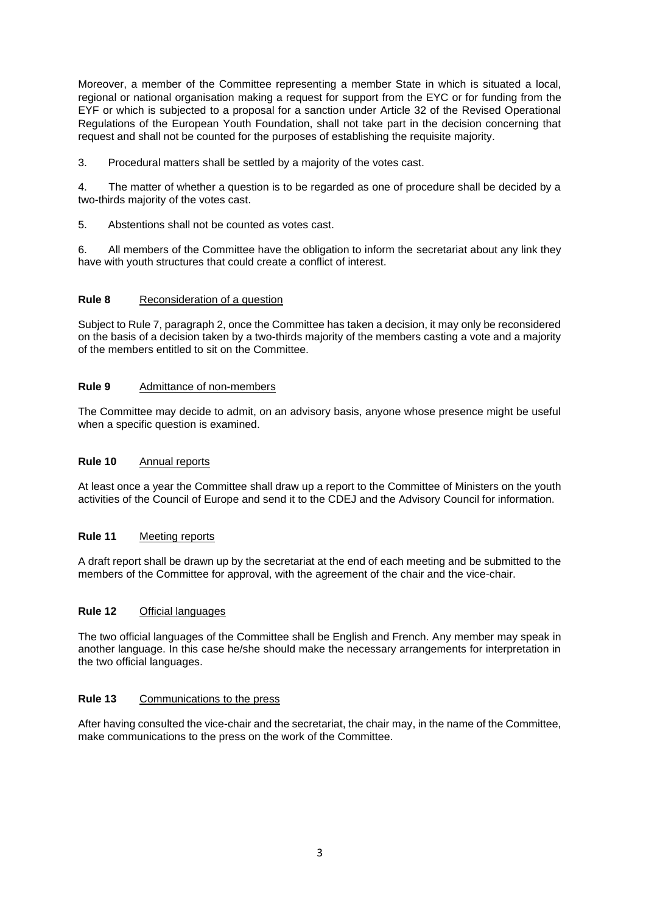Moreover, a member of the Committee representing a member State in which is situated a local, regional or national organisation making a request for support from the EYC or for funding from the EYF or which is subjected to a proposal for a sanction under Article 32 of the Revised Operational Regulations of the European Youth Foundation, shall not take part in the decision concerning that request and shall not be counted for the purposes of establishing the requisite majority.

3. Procedural matters shall be settled by a majority of the votes cast.

4. The matter of whether a question is to be regarded as one of procedure shall be decided by a two-thirds majority of the votes cast.

5. Abstentions shall not be counted as votes cast.

6. All members of the Committee have the obligation to inform the secretariat about any link they have with youth structures that could create a conflict of interest.

**Rule 8** Reconsideration of a question

Subject to Rule 7, paragraph 2, once the Committee has taken a decision, it may only be reconsidered on the basis of a decision taken by a two-thirds majority of the members casting a vote and a majority of the members entitled to sit on the Committee.

**Rule 9** Admittance of non-members

The Committee may decide to admit, on an advisory basis, anyone whose presence might be useful when a specific question is examined.

**Rule 10** Annual reports

At least once a year the Committee shall draw up a report to the Committee of Ministers on the youth activities of the Council of Europe and send it to the CDEJ and the Advisory Council for information.

**Rule 11** Meeting reports

A draft report shall be drawn up by the secretariat at the end of each meeting and be submitted to the members of the Committee for approval, with the agreement of the chair and the vice-chair.

**Rule 12** Official languages

The two official languages of the Committee shall be English and French. Any member may speak in another language. In this case he/she should make the necessary arrangements for interpretation in the two official languages.

**Rule 13** Communications to the press

After having consulted the vice-chair and the secretariat, the chair may, in the name of the Committee, make communications to the press on the work of the Committee.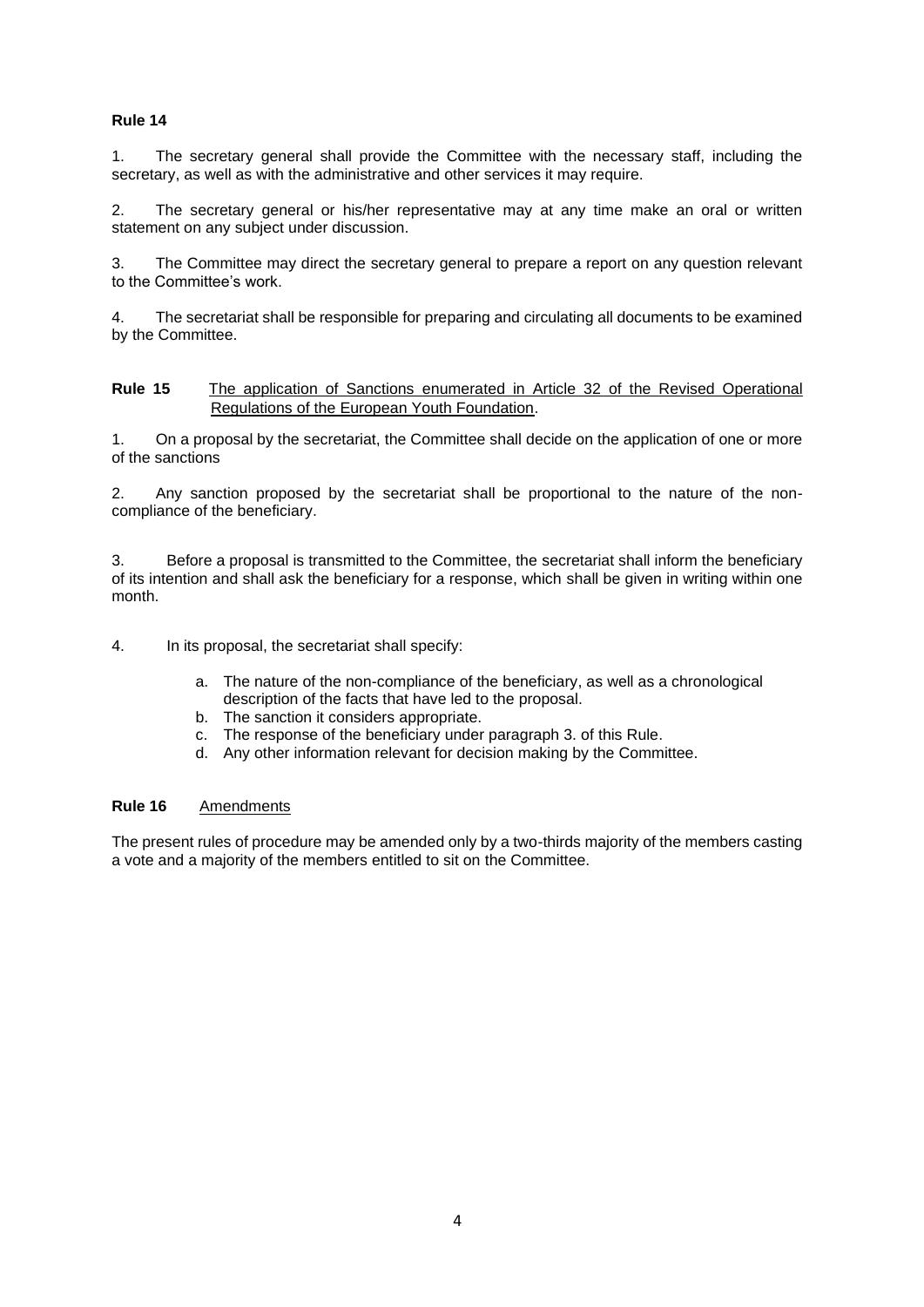**Rule 14**

1. The secretary general shall provide the Committee with the necessary staff, including the secretary, as well as with the administrative and other services it may require.

2. The secretary general or his/her representative may at any time make an oral or written statement on any subject under discussion.

3. The Committee may direct the secretary general to prepare a report on any question relevant to the Committee's work.

4. The secretariat shall be responsible for preparing and circulating all documents to be examined by the Committee.

**Rule 15** The application of Sanctions enumerated in Article 32 of the Revised Operational Regulations of the European Youth Foundation.

1. On a proposal by the secretariat, the Committee shall decide on the application of one or more of the sanctions

2. Any sanction proposed by the secretariat shall be proportional to the nature of the non-compliance of the beneficiary.

3. Before a proposal is transmitted to the Committee, the secretariat shall inform the beneficiary of its intention and shall ask the beneficiary for a response, which shall be given in writing within one month.

4. In its proposal, the secretariat shall specify:

   a. The nature of the non-compliance of the beneficiary, as well as a chronological description of the facts that have led to the proposal.
   b. The sanction it considers appropriate.
   c. The response of the beneficiary under paragraph 3. of this Rule.
   d. Any other information relevant for decision making by the Committee.

**Rule 16** Amendments

The present rules of procedure may be amended only by a two-thirds majority of the members casting a vote and a majority of the members entitled to sit on the Committee.